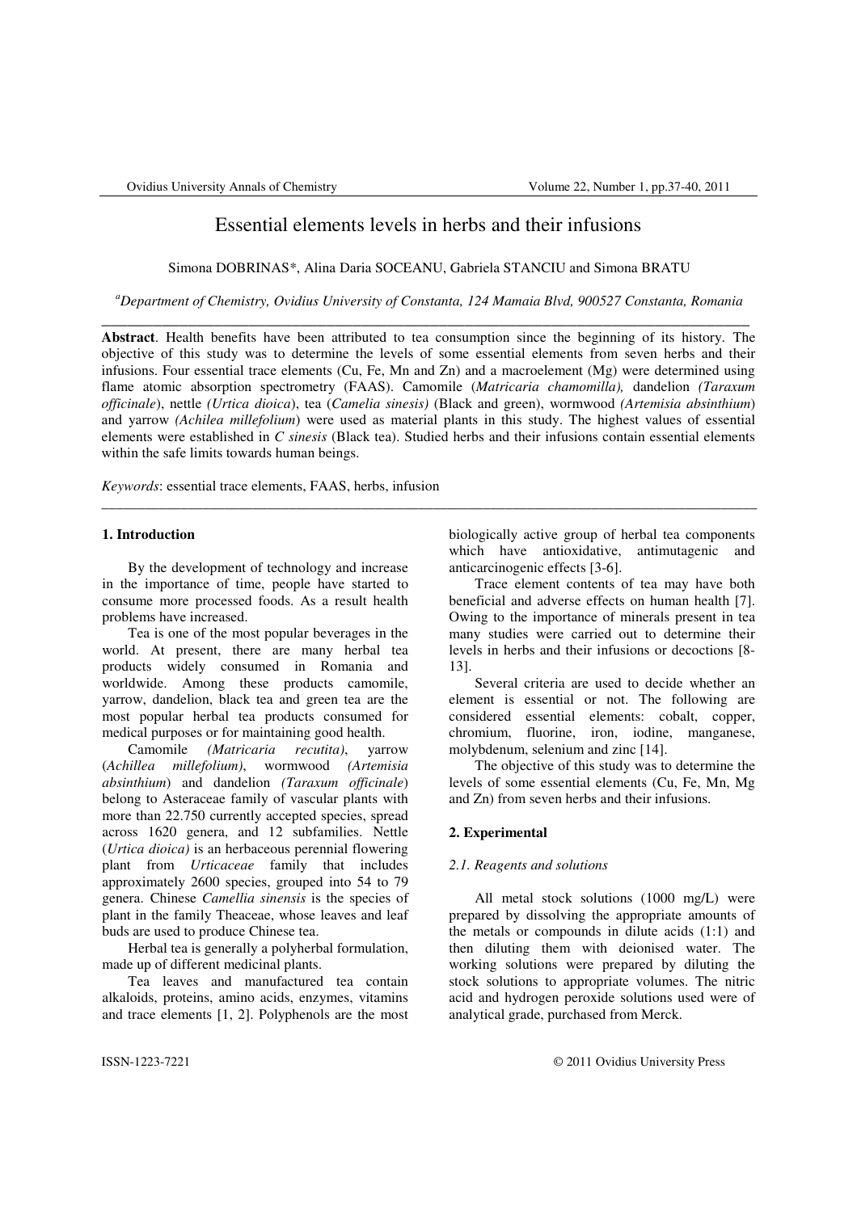# Essential elements levels in herbs and their infusions

Simona DOBRINAS*, Alina Daria SOCEANU, Gabriela STANCIU and Simona BRATU

[a]*Department of Chemistry, Ovidius University of Constanta, 124 Mamaia Blvd, 900527 Constanta, Romania*

---

**Abstract**. Health benefits have been attributed to tea consumption since the beginning of its history. The objective of this study was to determine the levels of some essential elements from seven herbs and their infusions. Four essential trace elements (Cu, Fe, Mn and Zn) and a macroelement (Mg) were determined using flame atomic absorption spectrometry (FAAS). Camomile (*Matricaria chamomilla),* dandelion *(Taraxum officinale*), nettle *(Urtica dioica)*, tea (*Camelia sinesis)* (Black and green), wormwood *(Artemisia absinthium*) and yarrow *(Achilea millefolium*) were used as material plants in this study. The highest values of essential elements were established in *C sinesis* (Black tea). Studied herbs and their infusions contain essential elements within the safe limits towards human beings.

*Keywords*: essential trace elements, FAAS, herbs, infusion

---

## 1. Introduction

By the development of technology and increase in the importance of time, people have started to consume more processed foods. As a result health problems have increased.

Tea is one of the most popular beverages in the world. At present, there are many herbal tea products widely consumed in Romania and worldwide. Among these products camomile, yarrow, dandelion, black tea and green tea are the most popular herbal tea products consumed for medical purposes or for maintaining good health.

Camomile *(Matricaria recutita)*, yarrow (*Achillea millefolium)*, wormwood *(Artemisia absinthium*) and dandelion *(Taraxum officinale*) belong to Asteraceae family of vascular plants with more than 22.750 currently accepted species, spread across 1620 genera, and 12 subfamilies. Nettle (*Urtica dioica)* is an herbaceous perennial flowering plant from *Urticaceae* family that includes approximately 2600 species, grouped into 54 to 79 genera. Chinese *Camellia sinensis* is the species of plant in the family Theaceae, whose leaves and leaf buds are used to produce Chinese tea.

Herbal tea is generally a polyherbal formulation, made up of different medicinal plants.

Tea leaves and manufactured tea contain alkaloids, proteins, amino acids, enzymes, vitamins and trace elements [1, 2]. Polyphenols are the most biologically active group of herbal tea components which have antioxidative, antimutagenic and anticarcinogenic effects [3-6].

Trace element contents of tea may have both beneficial and adverse effects on human health [7]. Owing to the importance of minerals present in tea many studies were carried out to determine their levels in herbs and their infusions or decoctions [8-13].

Several criteria are used to decide whether an element is essential or not. The following are considered essential elements: cobalt, copper, chromium, fluorine, iron, iodine, manganese, molybdenum, selenium and zinc [14].

The objective of this study was to determine the levels of some essential elements (Cu, Fe, Mn, Mg and Zn) from seven herbs and their infusions.

## 2. Experimental

### *2.1. Reagents and solutions*

All metal stock solutions (1000 mg/L) were prepared by dissolving the appropriate amounts of the metals or compounds in dilute acids (1:1) and then diluting them with deionised water. The working solutions were prepared by diluting the stock solutions to appropriate volumes. The nitric acid and hydrogen peroxide solutions used were of analytical grade, purchased from Merck.

ISSN-1223-7221 © 2011 Ovidius University Press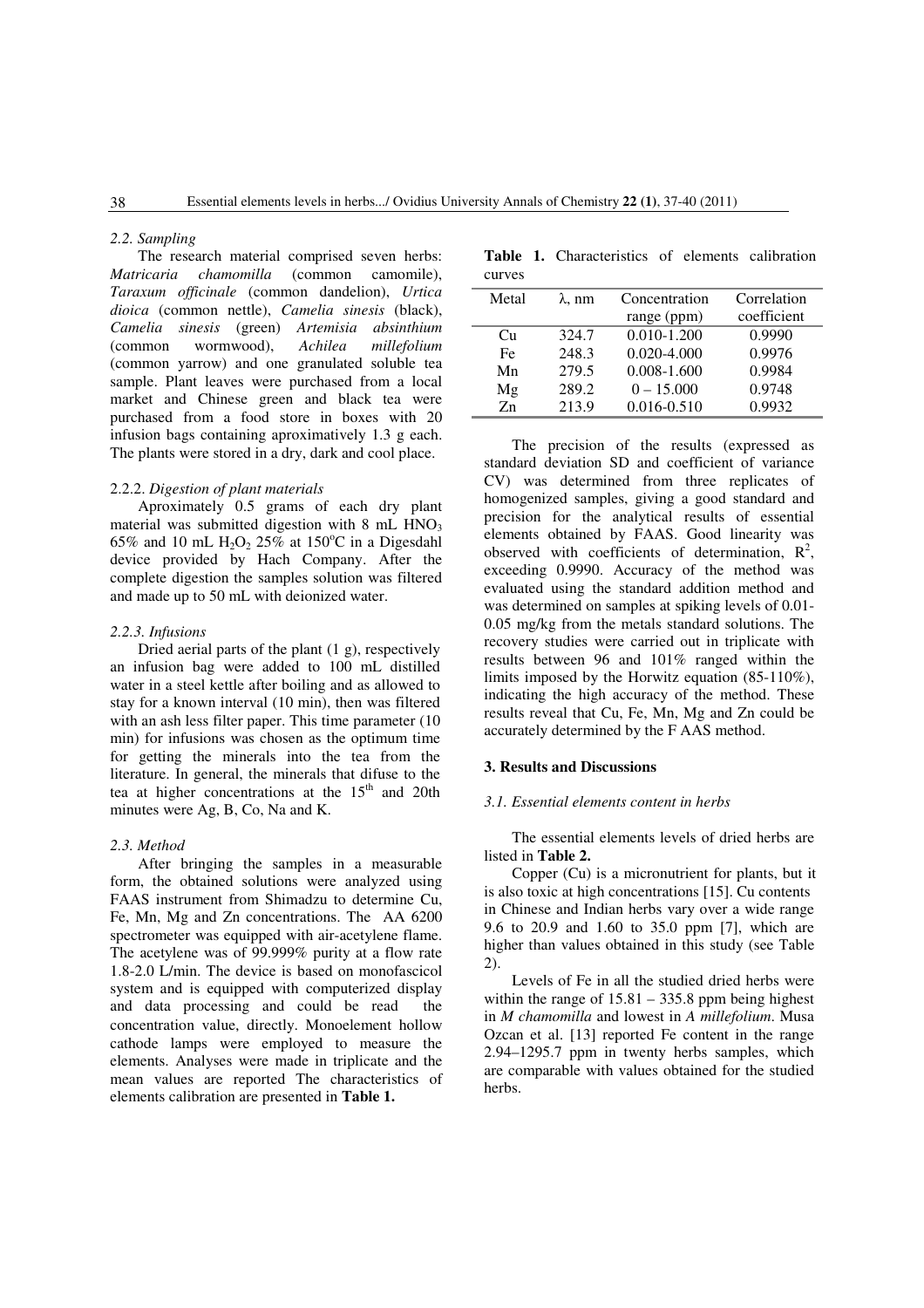*2.2. Sampling*

The research material comprised seven herbs: *Matricaria chamomilla* (common camomile), *Taraxum officinale* (common dandelion), *Urtica dioica* (common nettle), *Camelia sinesis* (black), *Camelia sinesis* (green) *Artemisia absinthium* (common wormwood), *Achilea millefolium* (common yarrow) and one granulated soluble tea sample. Plant leaves were purchased from a local market and Chinese green and black tea were purchased from a food store in boxes with 20 infusion bags containing aproximatively 1.3 g each. The plants were stored in a dry, dark and cool place.

2.2.2. *Digestion of plant materials*

Aproximately 0.5 grams of each dry plant material was submitted digestion with 8 mL $HNO_3$ 65% and 10 mL $H_2O_2$ 25% at 150°C in a Digesdahl device provided by Hach Company. After the complete digestion the samples solution was filtered and made up to 50 mL with deionized water.

*2.2.3. Infusions*

Dried aerial parts of the plant (1 g), respectively an infusion bag were added to 100 mL distilled water in a steel kettle after boiling and as allowed to stay for a known interval (10 min), then was filtered with an ash less filter paper. This time parameter (10 min) for infusions was chosen as the optimum time for getting the minerals into the tea from the literature. In general, the minerals that difuse to the tea at higher concentrations at the 15th and 20th minutes were Ag, B, Co, Na and K.

*2.3. Method*

After bringing the samples in a measurable form, the obtained solutions were analyzed using FAAS instrument from Shimadzu to determine Cu, Fe, Mn, Mg and Zn concentrations. The AA 6200 spectrometer was equipped with air-acetylene flame. The acetylene was of 99.999% purity at a flow rate 1.8-2.0 L/min. The device is based on monofascicol system and is equipped with computerized display and data processing and could be read the concentration value, directly. Monoelement hollow cathode lamps were employed to measure the elements. Analyses were made in triplicate and the mean values are reported The characteristics of elements calibration are presented in **Table 1.**

**Table 1.** Characteristics of elements calibration curves

| Metal | λ, nm | Concentration range (ppm) | Correlation coefficient |
|---|---|---|---|
| Cu | 324.7 | 0.010-1.200 | 0.9990 |
| Fe | 248.3 | 0.020-4.000 | 0.9976 |
| Mn | 279.5 | 0.008-1.600 | 0.9984 |
| Mg | 289.2 | 0 – 15.000 | 0.9748 |
| Zn | 213.9 | 0.016-0.510 | 0.9932 |

The precision of the results (expressed as standard deviation SD and coefficient of variance CV) was determined from three replicates of homogenized samples, giving a good standard and precision for the analytical results of essential elements obtained by FAAS. Good linearity was observed with coefficients of determination, $R^2$, exceeding 0.9990. Accuracy of the method was evaluated using the standard addition method and was determined on samples at spiking levels of 0.01-0.05 mg/kg from the metals standard solutions. The recovery studies were carried out in triplicate with results between 96 and 101% ranged within the limits imposed by the Horwitz equation (85-110%), indicating the high accuracy of the method. These results reveal that Cu, Fe, Mn, Mg and Zn could be accurately determined by the F AAS method.

## 3. Results and Discussions

*3.1. Essential elements content in herbs*

The essential elements levels of dried herbs are listed in **Table 2.**

Copper (Cu) is a micronutrient for plants, but it is also toxic at high concentrations [15]. Cu contents in Chinese and Indian herbs vary over a wide range 9.6 to 20.9 and 1.60 to 35.0 ppm [7], which are higher than values obtained in this study (see Table 2).

Levels of Fe in all the studied dried herbs were within the range of 15.81 – 335.8 ppm being highest in *M chamomilla* and lowest in *A millefolium*. Musa Ozcan et al. [13] reported Fe content in the range 2.94–1295.7 ppm in twenty herbs samples, which are comparable with values obtained for the studied herbs.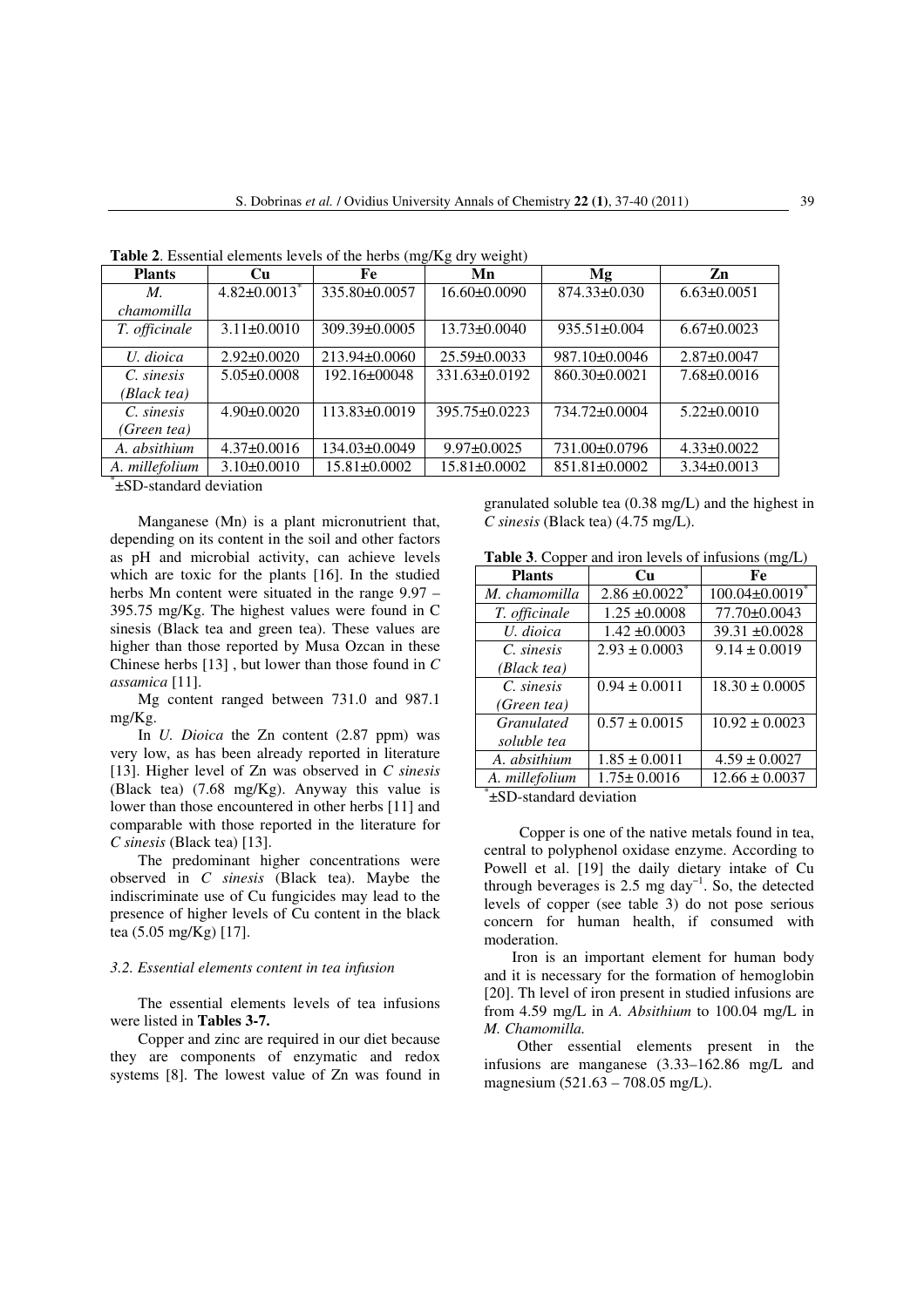**Table 2**. Essential elements levels of the herbs (mg/Kg dry weight)

| Plants | Cu | Fe | Mn | Mg | Zn |
|---|---|---|---|---|---|
| *M. chamomilla* | 4.82±0.0013* | 335.80±0.0057 | 16.60±0.0090 | 874.33±0.030 | 6.63±0.0051 |
| *T. officinale* | 3.11±0.0010 | 309.39±0.0005 | 13.73±0.0040 | 935.51±0.004 | 6.67±0.0023 |
| *U. dioica* | 2.92±0.0020 | 213.94±0.0060 | 25.59±0.0033 | 987.10±0.0046 | 2.87±0.0047 |
| *C. sinesis (Black tea)* | 5.05±0.0008 | 192.16±00048 | 331.63±0.0192 | 860.30±0.0021 | 7.68±0.0016 |
| *C. sinesis (Green tea)* | 4.90±0.0020 | 113.83±0.0019 | 395.75±0.0223 | 734.72±0.0004 | 5.22±0.0010 |
| *A. absithium* | 4.37±0.0016 | 134.03±0.0049 | 9.97±0.0025 | 731.00±0.0796 | 4.33±0.0022 |
| *A. millefolium* | 3.10±0.0010 | 15.81±0.0002 | 15.81±0.0002 | 851.81±0.0002 | 3.34±0.0013 |

*±SD-standard deviation

Manganese (Mn) is a plant micronutrient that, depending on its content in the soil and other factors as pH and microbial activity, can achieve levels which are toxic for the plants [16]. In the studied herbs Mn content were situated in the range 9.97 – 395.75 mg/Kg. The highest values were found in C sinesis (Black tea and green tea). These values are higher than those reported by Musa Ozcan in these Chinese herbs [13] , but lower than those found in *C assamica* [11].

Mg content ranged between 731.0 and 987.1 mg/Kg.

In *U. Dioica* the Zn content (2.87 ppm) was very low, as has been already reported in literature [13]. Higher level of Zn was observed in *C sinesis* (Black tea) (7.68 mg/Kg). Anyway this value is lower than those encountered in other herbs [11] and comparable with those reported in the literature for *C sinesis* (Black tea) [13].

The predominant higher concentrations were observed in *C sinesis* (Black tea). Maybe the indiscriminate use of Cu fungicides may lead to the presence of higher levels of Cu content in the black tea (5.05 mg/Kg) [17].

### *3.2. Essential elements content in tea infusion*

The essential elements levels of tea infusions were listed in **Tables 3-7.**

Copper and zinc are required in our diet because they are components of enzymatic and redox systems [8]. The lowest value of Zn was found in granulated soluble tea (0.38 mg/L) and the highest in *C sinesis* (Black tea) (4.75 mg/L).

**Table 3**. Copper and iron levels of infusions (mg/L)

| Plants | Cu | Fe |
|---|---|---|
| *M. chamomilla* | 2.86 ±0.0022* | 100.04±0.0019* |
| *T. officinale* | 1.25 ±0.0008 | 77.70±0.0043 |
| *U. dioica* | 1.42 ±0.0003 | 39.31 ±0.0028 |
| *C. sinesis (Black tea)* | 2.93 ± 0.0003 | 9.14 ± 0.0019 |
| *C. sinesis (Green tea)* | 0.94 ± 0.0011 | 18.30 ± 0.0005 |
| *Granulated soluble tea* | 0.57 ± 0.0015 | 10.92 ± 0.0023 |
| *A. absithium* | 1.85 ± 0.0011 | 4.59 ± 0.0027 |
| *A. millefolium* | 1.75± 0.0016 | 12.66 ± 0.0037 |

*±SD-standard deviation

Copper is one of the native metals found in tea, central to polyphenol oxidase enzyme. According to Powell et al. [19] the daily dietary intake of Cu through beverages is 2.5 mg $day^{-1}$. So, the detected levels of copper (see table 3) do not pose serious concern for human health, if consumed with moderation.

Iron is an important element for human body and it is necessary for the formation of hemoglobin [20]. Th level of iron present in studied infusions are from 4.59 mg/L in *A. Absithium* to 100.04 mg/L in *M. Chamomilla.*

Other essential elements present in the infusions are manganese (3.33–162.86 mg/L and magnesium (521.63 – 708.05 mg/L).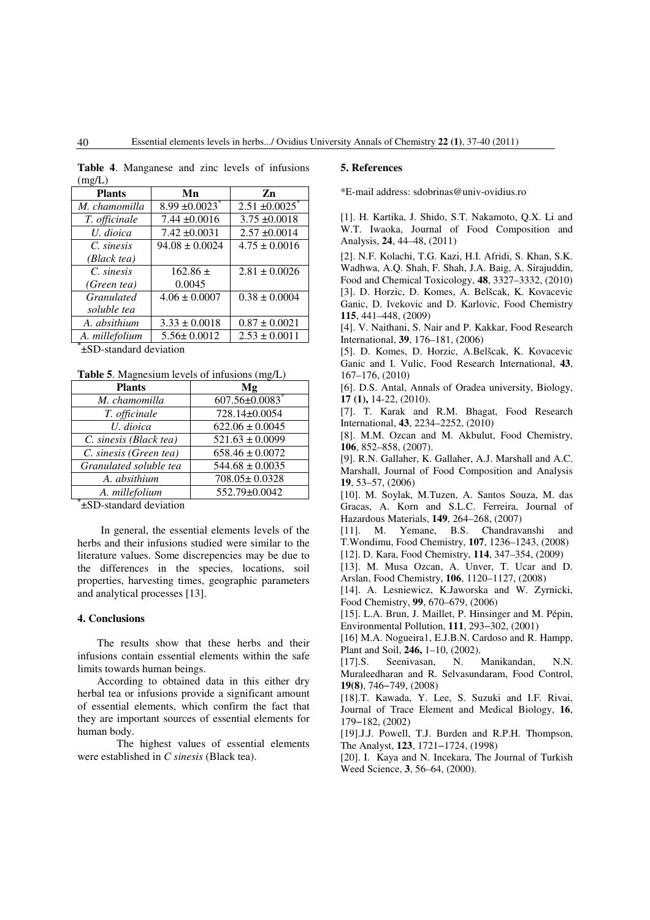**Table 4**. Manganese and zinc levels of infusions (mg/L)

| Plants | Mn | Zn |
|---|---|---|
| *M. chamomilla* | 8.99 ±0.0023* | 2.51 ±0.0025* |
| *T. officinale* | 7.44 ±0.0016 | 3.75 ±0.0018 |
| *U. dioica* | 7.42 ±0.0031 | 2.57 ±0.0014 |
| *C. sinesis (Black tea)* | 94.08 ± 0.0024 | 4.75 ± 0.0016 |
| *C. sinesis (Green tea)* | 162.86 ± 0.0045 | 2.81 ± 0.0026 |
| *Granulated soluble tea* | 4.06 ± 0.0007 | 0.38 ± 0.0004 |
| *A. absithium* | 3.33 ± 0.0018 | 0.87 ± 0.0021 |
| *A. millefolium* | 5.56± 0.0012 | 2.53 ± 0.0011 |

*±SD-standard deviation

**Table 5**. Magnesium levels of infusions (mg/L)

| Plants | Mg |
|---|---|
| *M. chamomilla* | 607.56±0.0083* |
| *T. officinale* | 728.14±0.0054 |
| *U. dioica* | 622.06 ± 0.0045 |
| *C. sinesis (Black tea)* | 521.63 ± 0.0099 |
| *C. sinesis (Green tea)* | 658.46 ± 0.0072 |
| *Granulated soluble tea* | 544.68 ± 0.0035 |
| *A. absithium* | 708.05± 0.0328 |
| *A. millefolium* | 552.79±0.0042 |

*±SD-standard deviation

In general, the essential elements levels of the herbs and their infusions studied were similar to the literature values. Some discrepencies may be due to the differences in the species, locations, soil properties, harvesting times, geographic parameters and analytical processes [13].

## 4. Conclusions

The results show that these herbs and their infusions contain essential elements within the safe limits towards human beings.

According to obtained data in this either dry herbal tea or infusions provide a significant amount of essential elements, which confirm the fact that they are important sources of essential elements for human body.

The highest values of essential elements were established in *C sinesis* (Black tea).

## 5. References

*E-mail address: sdobrinas@univ-ovidius.ro

[1]. H. Kartika, J. Shido, S.T. Nakamoto, Q.X. Li and W.T. Iwaoka, Journal of Food Composition and Analysis, **24**, 44–48, (2011)

[2]. N.F. Kolachi, T.G. Kazi, H.I. Afridi, S. Khan, S.K. Wadhwa, A.Q. Shah, F. Shah, J.A. Baig, A. Sirajuddin, Food and Chemical Toxicology, **48**, 3327–3332, (2010)

[3]. D. Horzic, D. Komes, A. Belšcak, K. Kovacevic Ganic, D. Ivekovic and D. Karlovic, Food Chemistry **115**, 441–448, (2009)

[4]. V. Naithani, S. Nair and P. Kakkar, Food Research International, **39**, 176–181, (2006)

[5]. D. Komes, D. Horzic, A.Belšcak, K. Kovacevic Ganic and I. Vulic, Food Research International, **43**, 167–176, (2010)

[6]. D.S. Antal, Annals of Oradea university, Biology, **17 (1),** 14-22, (2010).

[7]. T. Karak and R.M. Bhagat, Food Research International, **43**, 2234–2252, (2010)

[8]. M.M. Ozcan and M. Akbulut, Food Chemistry, **106**, 852–858, (2007).

[9]. R.N. Gallaher, K. Gallaher, A.J. Marshall and A.C. Marshall, Journal of Food Composition and Analysis **19**, 53–57, (2006)

[10]. M. Soylak, M.Tuzen, A. Santos Souza, M. das Gracas, A. Korn and S.L.C. Ferreira, Journal of Hazardous Materials, **149**, 264–268, (2007)

[11]. M. Yemane, B.S. Chandravanshi and T.Wondimu, Food Chemistry, **107**, 1236–1243, (2008)

[12]. D. Kara, Food Chemistry, **114**, 347–354, (2009)

[13]. M. Musa Ozcan, A. Unver, T. Ucar and D. Arslan, Food Chemistry, **106**, 1120–1127, (2008)

[14]. A. Lesniewicz, K.Jaworska and W. Zyrnicki, Food Chemistry, **99**, 670–679, (2006)

[15]. L.A. Brun, J. Maillet, P. Hinsinger and M. Pépin, Environmental Pollution, **111**, 293–302, (2001)

[16] M.A. Nogueira1, E.J.B.N. Cardoso and R. Hampp, Plant and Soil, **246,** 1–10, (2002).

[17].S. Seenivasan, N. Manikandan, N.N. Muraleedharan and R. Selvasundaram, Food Control, **19(8)**, 746–749, (2008)

[18].T. Kawada, Y. Lee, S. Suzuki and I.F. Rivai, Journal of Trace Element and Medical Biology, **16**, 179–182, (2002)

[19].J.J. Powell, T.J. Burden and R.P.H. Thompson, The Analyst, **123**, 1721–1724, (1998)

[20]. I. Kaya and N. Incekara, The Journal of Turkish Weed Science, **3**, 56–64, (2000).